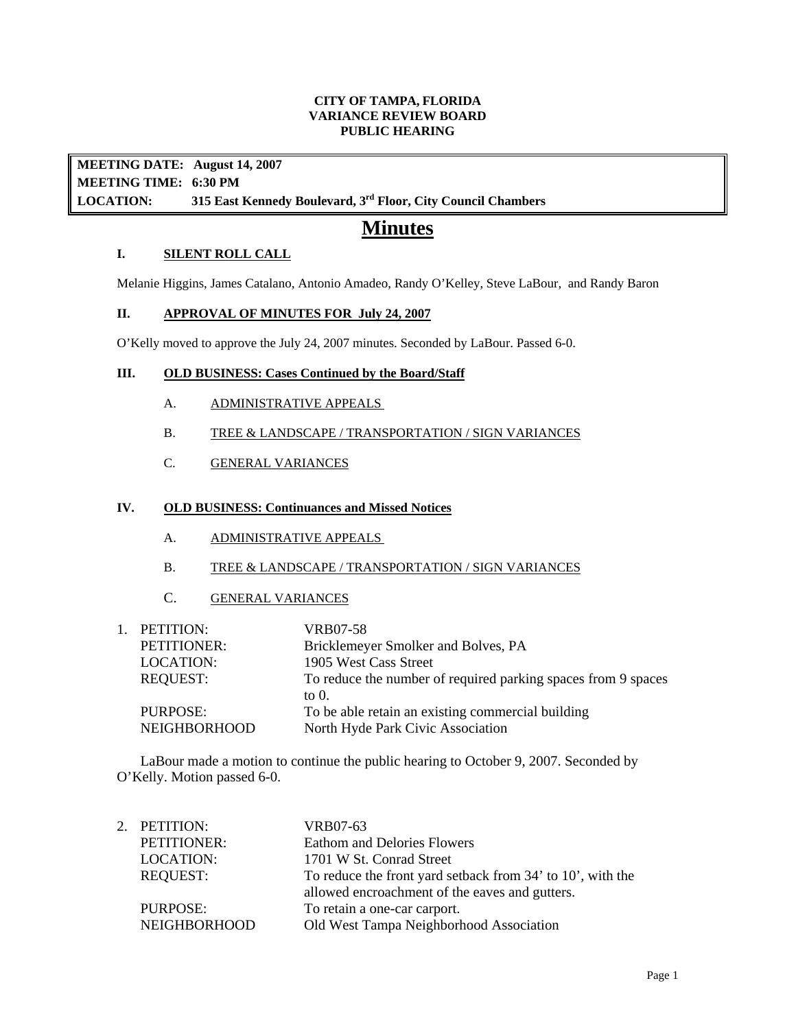**CITY OF TAMPA, FLORIDA**
**VARIANCE REVIEW BOARD**
**PUBLIC HEARING**

**MEETING DATE: August 14, 2007**
**MEETING TIME: 6:30 PM**
**LOCATION: 315 East Kennedy Boulevard, 3rd Floor, City Council Chambers**

# Minutes

## I. SILENT ROLL CALL

Melanie Higgins, James Catalano, Antonio Amadeo, Randy O'Kelley, Steve LaBour, and Randy Baron

## II. APPROVAL OF MINUTES FOR July 24, 2007

O'Kelly moved to approve the July 24, 2007 minutes. Seconded by LaBour. Passed 6-0.

## III. OLD BUSINESS: Cases Continued by the Board/Staff

A. ADMINISTRATIVE APPEALS

B. TREE & LANDSCAPE / TRANSPORTATION / SIGN VARIANCES

C. GENERAL VARIANCES

## IV. OLD BUSINESS: Continuances and Missed Notices

A. ADMINISTRATIVE APPEALS

B. TREE & LANDSCAPE / TRANSPORTATION / SIGN VARIANCES

C. GENERAL VARIANCES

1. PETITION: VRB07-58
   PETITIONER: Bricklemeyer Smolker and Bolves, PA
   LOCATION: 1905 West Cass Street
   REQUEST: To reduce the number of required parking spaces from 9 spaces to 0.
   PURPOSE: To be able retain an existing commercial building
   NEIGHBORHOOD North Hyde Park Civic Association

   LaBour made a motion to continue the public hearing to October 9, 2007. Seconded by O'Kelly. Motion passed 6-0.

2. PETITION: VRB07-63
   PETITIONER: Eathom and Delories Flowers
   LOCATION: 1701 W St. Conrad Street
   REQUEST: To reduce the front yard setback from 34' to 10', with the allowed encroachment of the eaves and gutters.
   PURPOSE: To retain a one-car carport.
   NEIGHBORHOOD Old West Tampa Neighborhood Association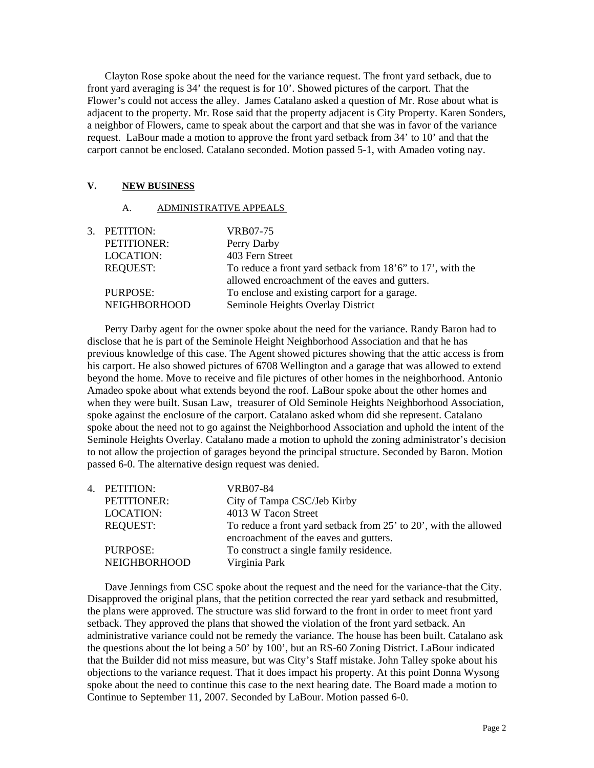Clayton Rose spoke about the need for the variance request. The front yard setback, due to front yard averaging is 34' the request is for 10'. Showed pictures of the carport. That the Flower's could not access the alley. James Catalano asked a question of Mr. Rose about what is adjacent to the property. Mr. Rose said that the property adjacent is City Property. Karen Sonders, a neighbor of Flowers, came to speak about the carport and that she was in favor of the variance request. LaBour made a motion to approve the front yard setback from 34' to 10' and that the carport cannot be enclosed. Catalano seconded. Motion passed 5-1, with Amadeo voting nay.

## V. NEW BUSINESS

### A. ADMINISTRATIVE APPEALS

| 3. PETITION: | VRB07-75 |
|---|---|
| PETITIONER: | Perry Darby |
| LOCATION: | 403 Fern Street |
| REQUEST: | To reduce a front yard setback from 18'6" to 17', with the allowed encroachment of the eaves and gutters. |
| PURPOSE: | To enclose and existing carport for a garage. |
| NEIGHBORHOOD | Seminole Heights Overlay District |

Perry Darby agent for the owner spoke about the need for the variance. Randy Baron had to disclose that he is part of the Seminole Height Neighborhood Association and that he has previous knowledge of this case. The Agent showed pictures showing that the attic access is from his carport. He also showed pictures of 6708 Wellington and a garage that was allowed to extend beyond the home. Move to receive and file pictures of other homes in the neighborhood. Antonio Amadeo spoke about what extends beyond the roof. LaBour spoke about the other homes and when they were built. Susan Law, treasurer of Old Seminole Heights Neighborhood Association, spoke against the enclosure of the carport. Catalano asked whom did she represent. Catalano spoke about the need not to go against the Neighborhood Association and uphold the intent of the Seminole Heights Overlay. Catalano made a motion to uphold the zoning administrator's decision to not allow the projection of garages beyond the principal structure. Seconded by Baron. Motion passed 6-0. The alternative design request was denied.

| 4. PETITION: | VRB07-84 |
|---|---|
| PETITIONER: | City of Tampa CSC/Jeb Kirby |
| LOCATION: | 4013 W Tacon Street |
| REQUEST: | To reduce a front yard setback from 25' to 20', with the allowed encroachment of the eaves and gutters. |
| PURPOSE: | To construct a single family residence. |
| NEIGHBORHOOD | Virginia Park |

Dave Jennings from CSC spoke about the request and the need for the variance-that the City. Disapproved the original plans, that the petition corrected the rear yard setback and resubmitted, the plans were approved. The structure was slid forward to the front in order to meet front yard setback. They approved the plans that showed the violation of the front yard setback. An administrative variance could not be remedy the variance. The house has been built. Catalano ask the questions about the lot being a 50' by 100', but an RS-60 Zoning District. LaBour indicated that the Builder did not miss measure, but was City's Staff mistake. John Talley spoke about his objections to the variance request. That it does impact his property. At this point Donna Wysong spoke about the need to continue this case to the next hearing date. The Board made a motion to Continue to September 11, 2007. Seconded by LaBour. Motion passed 6-0.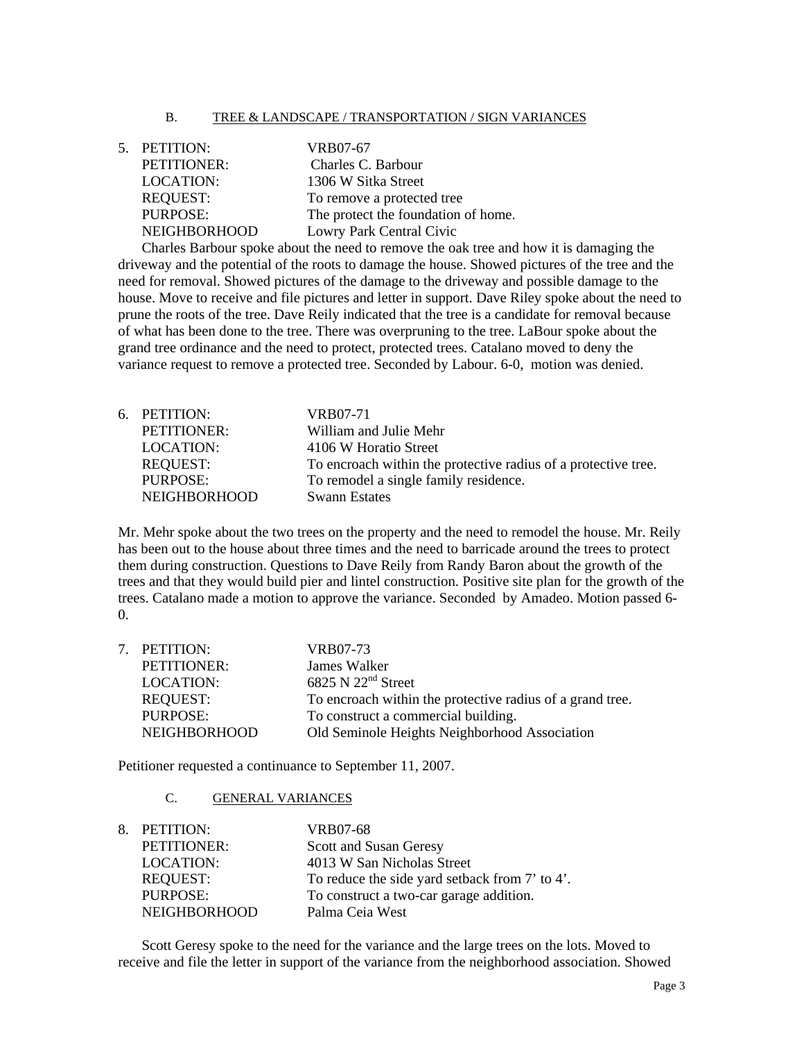B. TREE & LANDSCAPE / TRANSPORTATION / SIGN VARIANCES

5. PETITION: VRB07-67
   PETITIONER: Charles C. Barbour
   LOCATION: 1306 W Sitka Street
   REQUEST: To remove a protected tree
   PURPOSE: The protect the foundation of home.
   NEIGHBORHOOD Lowry Park Central Civic

Charles Barbour spoke about the need to remove the oak tree and how it is damaging the driveway and the potential of the roots to damage the house. Showed pictures of the tree and the need for removal. Showed pictures of the damage to the driveway and possible damage to the house. Move to receive and file pictures and letter in support. Dave Riley spoke about the need to prune the roots of the tree. Dave Reily indicated that the tree is a candidate for removal because of what has been done to the tree. There was overpruning to the tree. LaBour spoke about the grand tree ordinance and the need to protect, protected trees. Catalano moved to deny the variance request to remove a protected tree. Seconded by Labour. 6-0, motion was denied.

6. PETITION: VRB07-71
   PETITIONER: William and Julie Mehr
   LOCATION: 4106 W Horatio Street
   REQUEST: To encroach within the protective radius of a protective tree.
   PURPOSE: To remodel a single family residence.
   NEIGHBORHOOD Swann Estates

Mr. Mehr spoke about the two trees on the property and the need to remodel the house. Mr. Reily has been out to the house about three times and the need to barricade around the trees to protect them during construction. Questions to Dave Reily from Randy Baron about the growth of the trees and that they would build pier and lintel construction. Positive site plan for the growth of the trees. Catalano made a motion to approve the variance. Seconded by Amadeo. Motion passed 6-0.

7. PETITION: VRB07-73
   PETITIONER: James Walker
   LOCATION: 6825 N 22nd Street
   REQUEST: To encroach within the protective radius of a grand tree.
   PURPOSE: To construct a commercial building.
   NEIGHBORHOOD Old Seminole Heights Neighborhood Association

Petitioner requested a continuance to September 11, 2007.

C. GENERAL VARIANCES

8. PETITION: VRB07-68
   PETITIONER: Scott and Susan Geresy
   LOCATION: 4013 W San Nicholas Street
   REQUEST: To reduce the side yard setback from 7' to 4'.
   PURPOSE: To construct a two-car garage addition.
   NEIGHBORHOOD Palma Ceia West

Scott Geresy spoke to the need for the variance and the large trees on the lots. Moved to receive and file the letter in support of the variance from the neighborhood association. Showed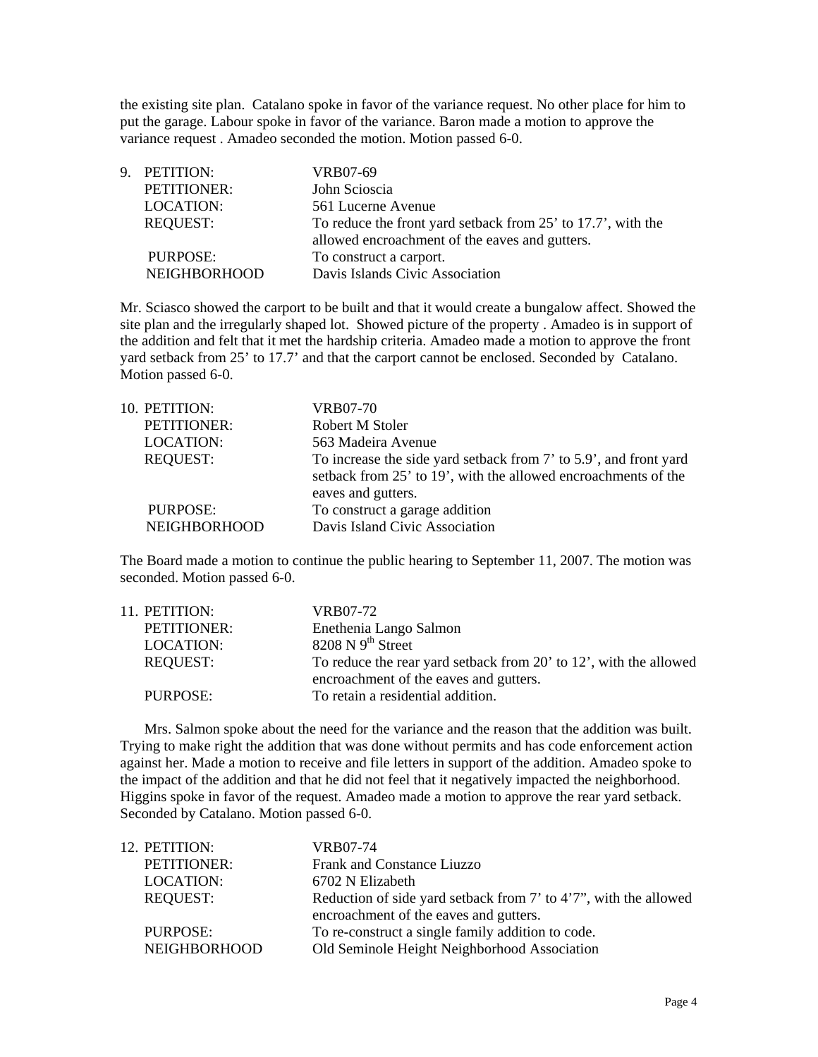the existing site plan. Catalano spoke in favor of the variance request. No other place for him to put the garage. Labour spoke in favor of the variance. Baron made a motion to approve the variance request . Amadeo seconded the motion. Motion passed 6-0.

9. PETITION: VRB07-69
   PETITIONER: John Scioscia
   LOCATION: 561 Lucerne Avenue
   REQUEST: To reduce the front yard setback from 25' to 17.7', with the allowed encroachment of the eaves and gutters.
   PURPOSE: To construct a carport.
   NEIGHBORHOOD Davis Islands Civic Association

Mr. Sciasco showed the carport to be built and that it would create a bungalow affect. Showed the site plan and the irregularly shaped lot. Showed picture of the property . Amadeo is in support of the addition and felt that it met the hardship criteria. Amadeo made a motion to approve the front yard setback from 25' to 17.7' and that the carport cannot be enclosed. Seconded by Catalano. Motion passed 6-0.

10. PETITION: VRB07-70
    PETITIONER: Robert M Stoler
    LOCATION: 563 Madeira Avenue
    REQUEST: To increase the side yard setback from 7' to 5.9', and front yard setback from 25' to 19', with the allowed encroachments of the eaves and gutters.
    PURPOSE: To construct a garage addition
    NEIGHBORHOOD Davis Island Civic Association

The Board made a motion to continue the public hearing to September 11, 2007. The motion was seconded. Motion passed 6-0.

11. PETITION: VRB07-72
    PETITIONER: Enethenia Lango Salmon
    LOCATION: 8208 N 9th Street
    REQUEST: To reduce the rear yard setback from 20' to 12', with the allowed encroachment of the eaves and gutters.
    PURPOSE: To retain a residential addition.

Mrs. Salmon spoke about the need for the variance and the reason that the addition was built. Trying to make right the addition that was done without permits and has code enforcement action against her. Made a motion to receive and file letters in support of the addition. Amadeo spoke to the impact of the addition and that he did not feel that it negatively impacted the neighborhood. Higgins spoke in favor of the request. Amadeo made a motion to approve the rear yard setback. Seconded by Catalano. Motion passed 6-0.

12. PETITION: VRB07-74
    PETITIONER: Frank and Constance Liuzzo
    LOCATION: 6702 N Elizabeth
    REQUEST: Reduction of side yard setback from 7' to 4'7", with the allowed encroachment of the eaves and gutters.
    PURPOSE: To re-construct a single family addition to code.
    NEIGHBORHOOD Old Seminole Height Neighborhood Association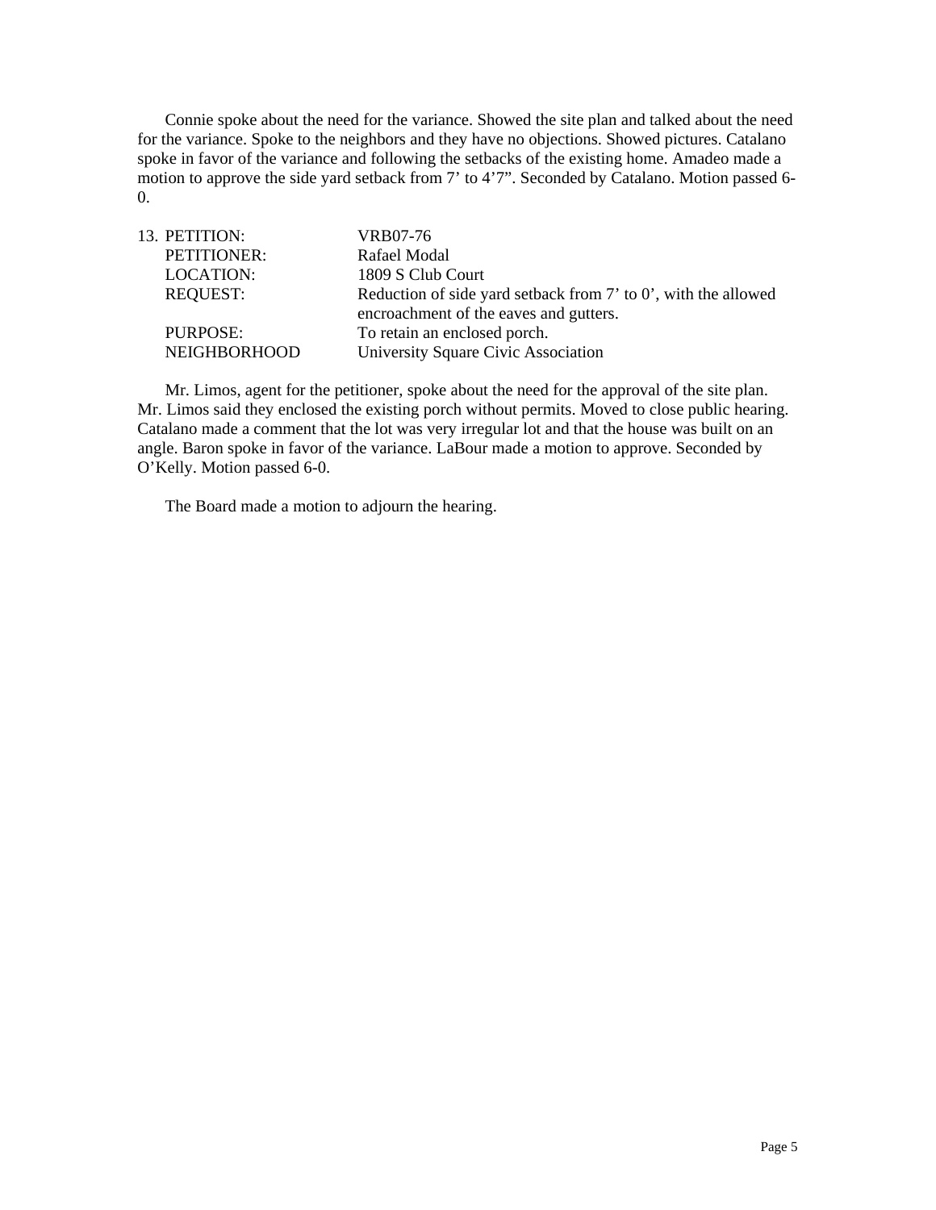Connie spoke about the need for the variance. Showed the site plan and talked about the need for the variance. Spoke to the neighbors and they have no objections. Showed pictures. Catalano spoke in favor of the variance and following the setbacks of the existing home. Amadeo made a motion to approve the side yard setback from 7' to 4'7". Seconded by Catalano. Motion passed 6-0.

| | |
|---|---|
| 13. PETITION: | VRB07-76 |
| PETITIONER: | Rafael Modal |
| LOCATION: | 1809 S Club Court |
| REQUEST: | Reduction of side yard setback from 7' to 0', with the allowed encroachment of the eaves and gutters. |
| PURPOSE: | To retain an enclosed porch. |
| NEIGHBORHOOD | University Square Civic Association |

Mr. Limos, agent for the petitioner, spoke about the need for the approval of the site plan. Mr. Limos said they enclosed the existing porch without permits. Moved to close public hearing. Catalano made a comment that the lot was very irregular lot and that the house was built on an angle. Baron spoke in favor of the variance. LaBour made a motion to approve. Seconded by O'Kelly. Motion passed 6-0.

The Board made a motion to adjourn the hearing.